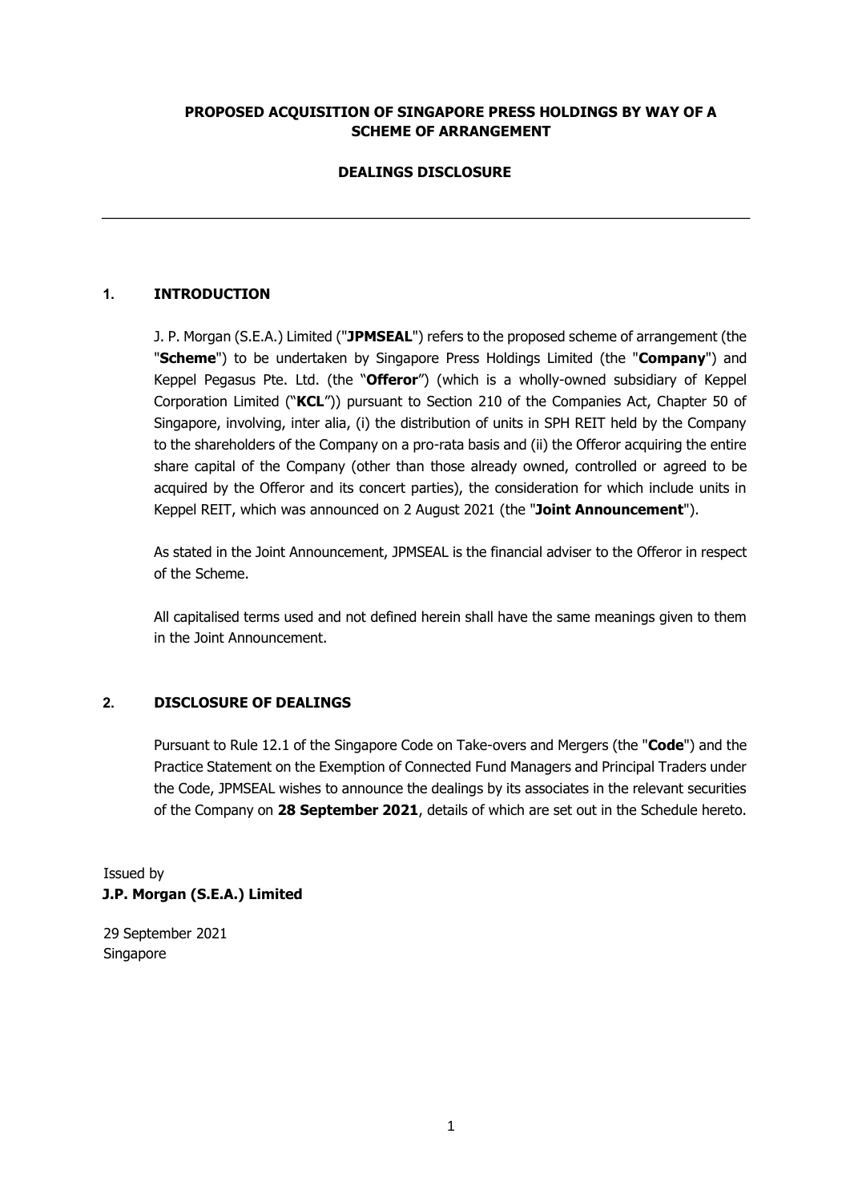**PROPOSED ACQUISITION OF SINGAPORE PRESS HOLDINGS BY WAY OF A SCHEME OF ARRANGEMENT**

**DEALINGS DISCLOSURE**

---

## 1. INTRODUCTION

J. P. Morgan (S.E.A.) Limited ("**JPMSEAL**") refers to the proposed scheme of arrangement (the "**Scheme**") to be undertaken by Singapore Press Holdings Limited (the "**Company**") and Keppel Pegasus Pte. Ltd. (the "**Offeror**") (which is a wholly-owned subsidiary of Keppel Corporation Limited ("**KCL**")) pursuant to Section 210 of the Companies Act, Chapter 50 of Singapore, involving, inter alia, (i) the distribution of units in SPH REIT held by the Company to the shareholders of the Company on a pro-rata basis and (ii) the Offeror acquiring the entire share capital of the Company (other than those already owned, controlled or agreed to be acquired by the Offeror and its concert parties), the consideration for which include units in Keppel REIT, which was announced on 2 August 2021 (the "**Joint Announcement**").

As stated in the Joint Announcement, JPMSEAL is the financial adviser to the Offeror in respect of the Scheme.

All capitalised terms used and not defined herein shall have the same meanings given to them in the Joint Announcement.

## 2. DISCLOSURE OF DEALINGS

Pursuant to Rule 12.1 of the Singapore Code on Take-overs and Mergers (the "**Code**") and the Practice Statement on the Exemption of Connected Fund Managers and Principal Traders under the Code, JPMSEAL wishes to announce the dealings by its associates in the relevant securities of the Company on **28 September 2021**, details of which are set out in the Schedule hereto.

Issued by
**J.P. Morgan (S.E.A.) Limited**

29 September 2021
Singapore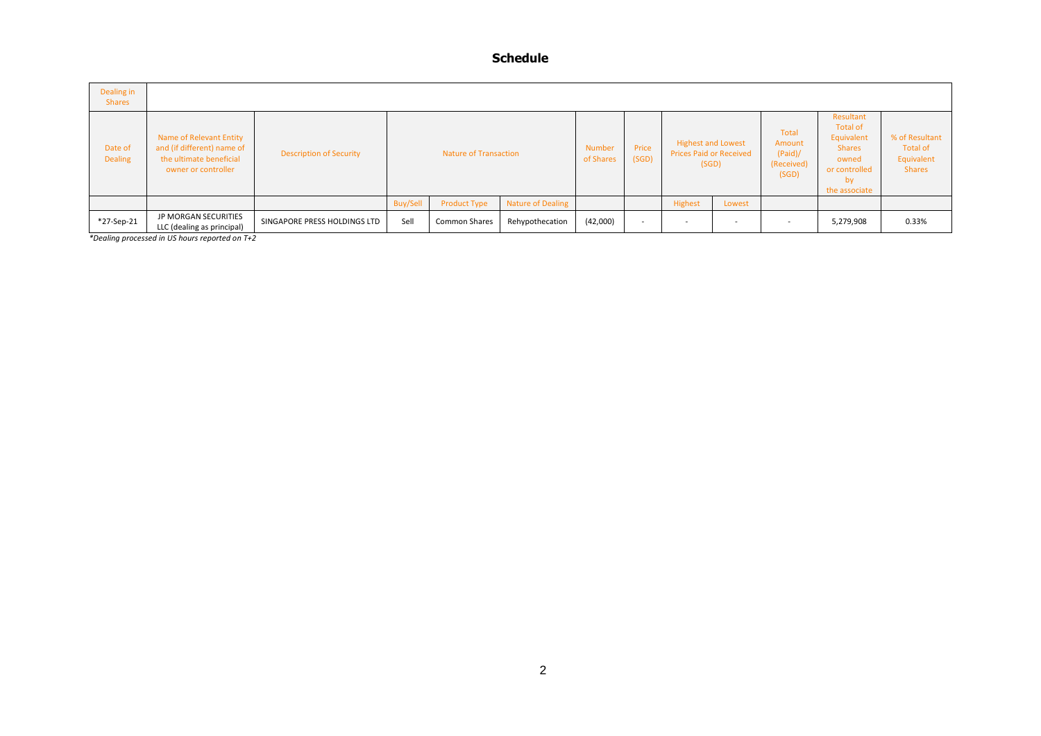## Schedule

| Dealing in Shares | | | | | | | | | | | | |
|---|---|---|---|---|---|---|---|---|---|---|---|---|
| Date of Dealing | Name of Relevant Entity and (if different) name of the ultimate beneficial owner or controller | Description of Security | Nature of Transaction | | | Number of Shares | Price (SGD) | Highest and Lowest Prices Paid or Received (SGD) | | Total Amount (Paid)/ (Received) (SGD) | Resultant Total of Equivalent Shares owned or controlled by the associate | % of Resultant Total of Equivalent Shares |
| | | | Buy/Sell | Product Type | Nature of Dealing | | | Highest | Lowest | | | |
| *27-Sep-21 | JP MORGAN SECURITIES LLC (dealing as principal) | SINGAPORE PRESS HOLDINGS LTD | Sell | Common Shares | Rehypothecation | (42,000) | - | - | - | - | 5,279,908 | 0.33% |

*\*Dealing processed in US hours reported on T+2*